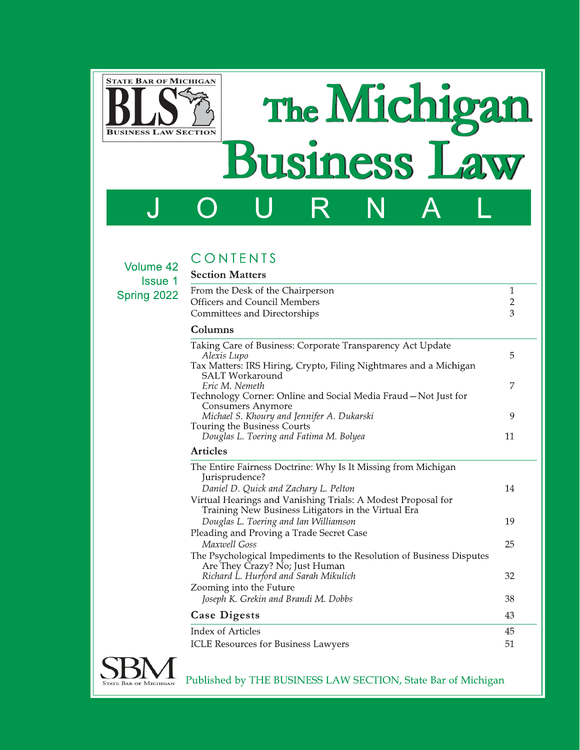STATE BAR OF MICHIGAN

BLS

BUSINESS LAW SECTION

# The Michigan Business Law JOURNAL

Volume 42
Issue 1
Spring 2022

## CONTENTS

### Section Matters

| | |
|---|---|
| From the Desk of the Chairperson | 1 |
| Officers and Council Members | 2 |
| Committees and Directorships | 3 |

### Columns

| | |
|---|---|
| Taking Care of Business: Corporate Transparency Act Update<br>*Alexis Lupo* | 5 |
| Tax Matters: IRS Hiring, Crypto, Filing Nightmares and a Michigan SALT Workaround<br>*Eric M. Nemeth* | 7 |
| Technology Corner: Online and Social Media Fraud—Not Just for Consumers Anymore<br>*Michael S. Khoury and Jennifer A. Dukarski* | 9 |
| Touring the Business Courts<br>*Douglas L. Toering and Fatima M. Bolyea* | 11 |

### Articles

| | |
|---|---|
| The Entire Fairness Doctrine: Why Is It Missing from Michigan Jurisprudence?<br>*Daniel D. Quick and Zachary L. Pelton* | 14 |
| Virtual Hearings and Vanishing Trials: A Modest Proposal for Training New Business Litigators in the Virtual Era<br>*Douglas L. Toering and Ian Williamson* | 19 |
| Pleading and Proving a Trade Secret Case<br>*Maxwell Goss* | 25 |
| The Psychological Impediments to the Resolution of Business Disputes Are They Crazy? No; Just Human<br>*Richard L. Hurford and Sarah Mikulich* | 32 |
| Zooming into the Future<br>*Joseph K. Grekin and Brandi M. Dobbs* | 38 |

### Case Digests — 43

| | |
|---|---|
| Index of Articles | 45 |
| ICLE Resources for Business Lawyers | 51 |

SBM
STATE BAR OF MICHIGAN

Published by THE BUSINESS LAW SECTION, State Bar of Michigan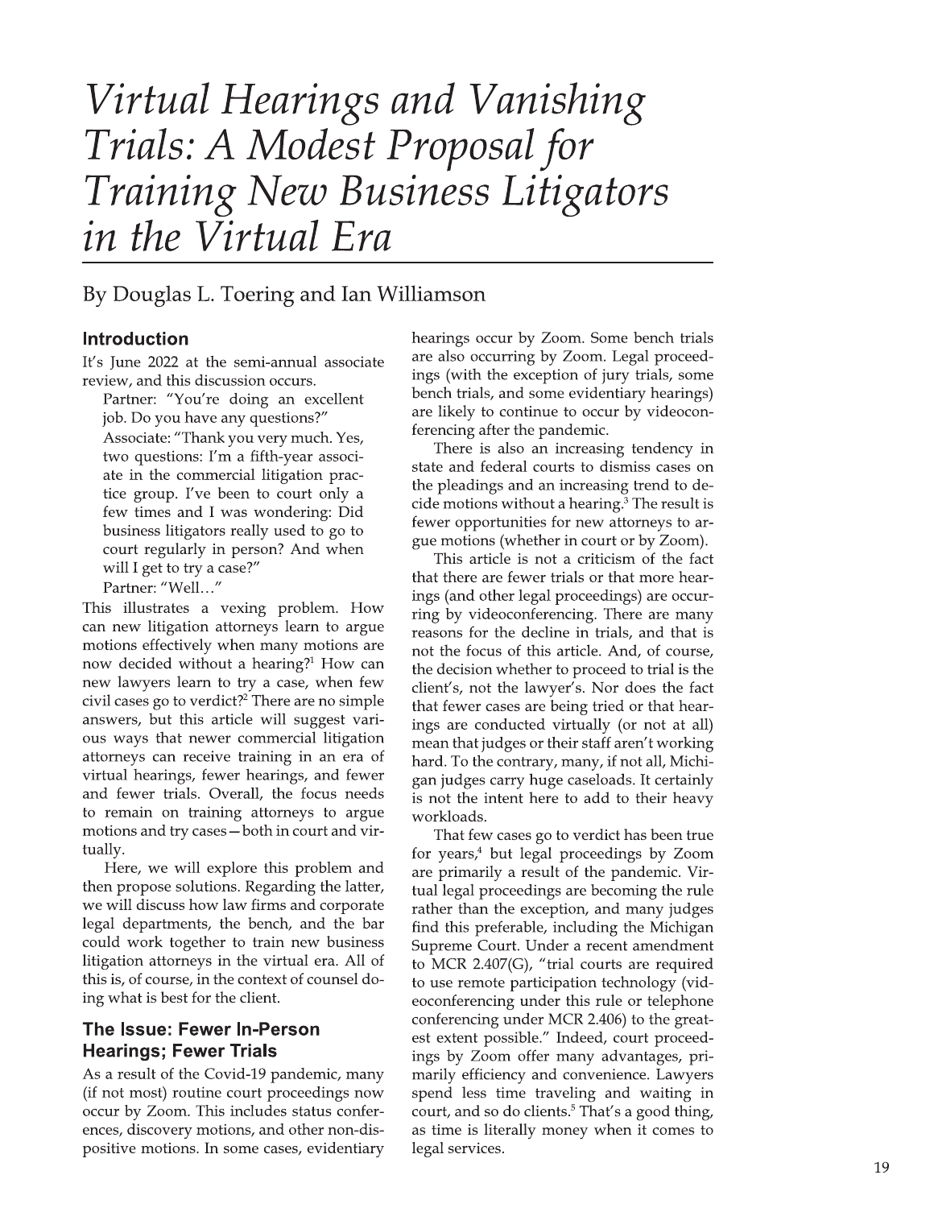# *Virtual Hearings and Vanishing Trials: A Modest Proposal for Training New Business Litigators in the Virtual Era*

By Douglas L. Toering and Ian Williamson

## Introduction

It's June 2022 at the semi-annual associate review, and this discussion occurs.

> Partner: "You're doing an excellent job. Do you have any questions?"
>
> Associate: "Thank you very much. Yes, two questions: I'm a fifth-year associate in the commercial litigation practice group. I've been to court only a few times and I was wondering: Did business litigators really used to go to court regularly in person? And when will I get to try a case?"
>
> Partner: "Well…"

This illustrates a vexing problem. How can new litigation attorneys learn to argue motions effectively when many motions are now decided without a hearing?[1] How can new lawyers learn to try a case, when few civil cases go to verdict?[2] There are no simple answers, but this article will suggest various ways that newer commercial litigation attorneys can receive training in an era of virtual hearings, fewer hearings, and fewer and fewer trials. Overall, the focus needs to remain on training attorneys to argue motions and try cases—both in court and virtually.

Here, we will explore this problem and then propose solutions. Regarding the latter, we will discuss how law firms and corporate legal departments, the bench, and the bar could work together to train new business litigation attorneys in the virtual era. All of this is, of course, in the context of counsel doing what is best for the client.

## The Issue: Fewer In-Person Hearings; Fewer Trials

As a result of the Covid-19 pandemic, many (if not most) routine court proceedings now occur by Zoom. This includes status conferences, discovery motions, and other non-dispositive motions. In some cases, evidentiary hearings occur by Zoom. Some bench trials are also occurring by Zoom. Legal proceedings (with the exception of jury trials, some bench trials, and some evidentiary hearings) are likely to continue to occur by videoconferencing after the pandemic.

There is also an increasing tendency in state and federal courts to dismiss cases on the pleadings and an increasing trend to decide motions without a hearing.[3] The result is fewer opportunities for new attorneys to argue motions (whether in court or by Zoom).

This article is not a criticism of the fact that there are fewer trials or that more hearings (and other legal proceedings) are occurring by videoconferencing. There are many reasons for the decline in trials, and that is not the focus of this article. And, of course, the decision whether to proceed to trial is the client's, not the lawyer's. Nor does the fact that fewer cases are being tried or that hearings are conducted virtually (or not at all) mean that judges or their staff aren't working hard. To the contrary, many, if not all, Michigan judges carry huge caseloads. It certainly is not the intent here to add to their heavy workloads.

That few cases go to verdict has been true for years,[4] but legal proceedings by Zoom are primarily a result of the pandemic. Virtual legal proceedings are becoming the rule rather than the exception, and many judges find this preferable, including the Michigan Supreme Court. Under a recent amendment to MCR 2.407(G), "trial courts are required to use remote participation technology (videoconferencing under this rule or telephone conferencing under MCR 2.406) to the greatest extent possible." Indeed, court proceedings by Zoom offer many advantages, primarily efficiency and convenience. Lawyers spend less time traveling and waiting in court, and so do clients.[5] That's a good thing, as time is literally money when it comes to legal services.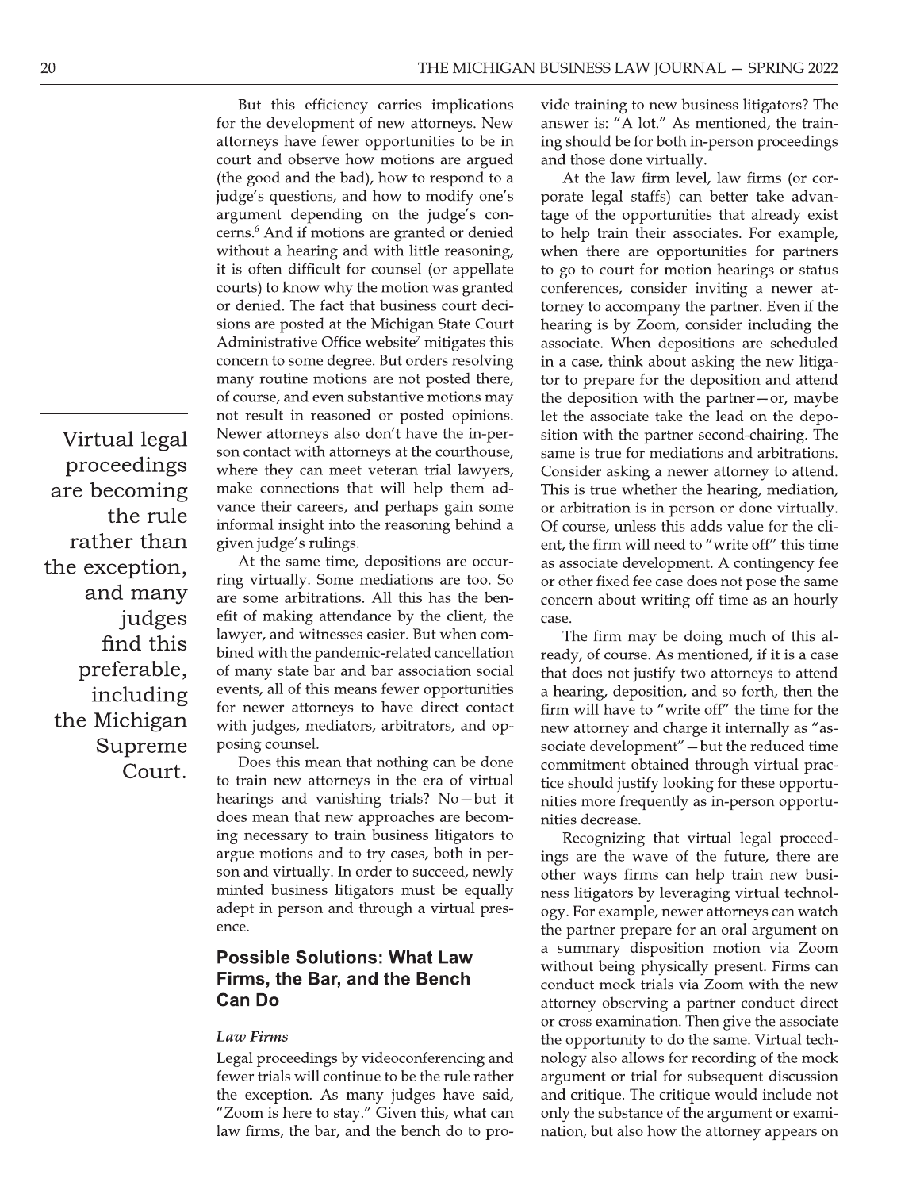But this efficiency carries implications for the development of new attorneys. New attorneys have fewer opportunities to be in court and observe how motions are argued (the good and the bad), how to respond to a judge's questions, and how to modify one's argument depending on the judge's concerns.[6] And if motions are granted or denied without a hearing and with little reasoning, it is often difficult for counsel (or appellate courts) to know why the motion was granted or denied. The fact that business court decisions are posted at the Michigan State Court Administrative Office website[7] mitigates this concern to some degree. But orders resolving many routine motions are not posted there, of course, and even substantive motions may not result in reasoned or posted opinions. Newer attorneys also don't have the in-person contact with attorneys at the courthouse, where they can meet veteran trial lawyers, make connections that will help them advance their careers, and perhaps gain some informal insight into the reasoning behind a given judge's rulings.

> Virtual legal proceedings are becoming the rule rather than the exception, and many judges find this preferable, including the Michigan Supreme Court.

At the same time, depositions are occurring virtually. Some mediations are too. So are some arbitrations. All this has the benefit of making attendance by the client, the lawyer, and witnesses easier. But when combined with the pandemic-related cancellation of many state bar and bar association social events, all of this means fewer opportunities for newer attorneys to have direct contact with judges, mediators, arbitrators, and opposing counsel.

Does this mean that nothing can be done to train new attorneys in the era of virtual hearings and vanishing trials? No—but it does mean that new approaches are becoming necessary to train business litigators to argue motions and to try cases, both in person and virtually. In order to succeed, newly minted business litigators must be equally adept in person and through a virtual presence.

## Possible Solutions: What Law Firms, the Bar, and the Bench Can Do

### *Law Firms*

Legal proceedings by videoconferencing and fewer trials will continue to be the rule rather the exception. As many judges have said, "Zoom is here to stay." Given this, what can law firms, the bar, and the bench do to provide training to new business litigators? The answer is: "A lot." As mentioned, the training should be for both in-person proceedings and those done virtually.

At the law firm level, law firms (or corporate legal staffs) can better take advantage of the opportunities that already exist to help train their associates. For example, when there are opportunities for partners to go to court for motion hearings or status conferences, consider inviting a newer attorney to accompany the partner. Even if the hearing is by Zoom, consider including the associate. When depositions are scheduled in a case, think about asking the new litigator to prepare for the deposition and attend the deposition with the partner—or, maybe let the associate take the lead on the deposition with the partner second-chairing. The same is true for mediations and arbitrations. Consider asking a newer attorney to attend. This is true whether the hearing, mediation, or arbitration is in person or done virtually. Of course, unless this adds value for the client, the firm will need to "write off" this time as associate development. A contingency fee or other fixed fee case does not pose the same concern about writing off time as an hourly case.

The firm may be doing much of this already, of course. As mentioned, if it is a case that does not justify two attorneys to attend a hearing, deposition, and so forth, then the firm will have to "write off" the time for the new attorney and charge it internally as "associate development"—but the reduced time commitment obtained through virtual practice should justify looking for these opportunities more frequently as in-person opportunities decrease.

Recognizing that virtual legal proceedings are the wave of the future, there are other ways firms can help train new business litigators by leveraging virtual technology. For example, newer attorneys can watch the partner prepare for an oral argument on a summary disposition motion via Zoom without being physically present. Firms can conduct mock trials via Zoom with the new attorney observing a partner conduct direct or cross examination. Then give the associate the opportunity to do the same. Virtual technology also allows for recording of the mock argument or trial for subsequent discussion and critique. The critique would include not only the substance of the argument or examination, but also how the attorney appears on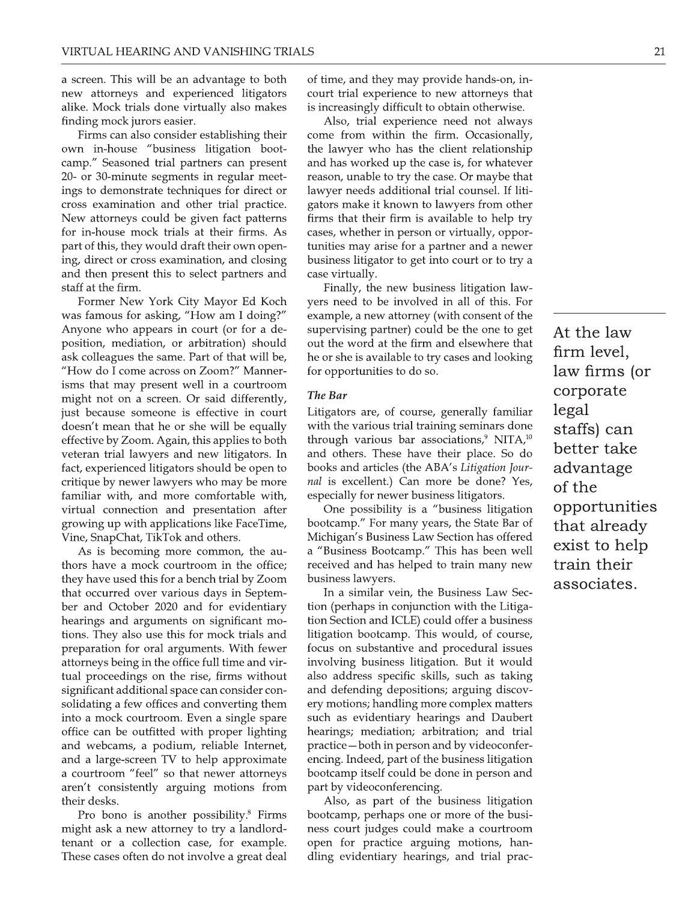a screen. This will be an advantage to both new attorneys and experienced litigators alike. Mock trials done virtually also makes finding mock jurors easier.

Firms can also consider establishing their own in-house "business litigation bootcamp." Seasoned trial partners can present 20- or 30-minute segments in regular meetings to demonstrate techniques for direct or cross examination and other trial practice. New attorneys could be given fact patterns for in-house mock trials at their firms. As part of this, they would draft their own opening, direct or cross examination, and closing and then present this to select partners and staff at the firm.

Former New York City Mayor Ed Koch was famous for asking, "How am I doing?" Anyone who appears in court (or for a deposition, mediation, or arbitration) should ask colleagues the same. Part of that will be, "How do I come across on Zoom?" Mannerisms that may present well in a courtroom might not on a screen. Or said differently, just because someone is effective in court doesn't mean that he or she will be equally effective by Zoom. Again, this applies to both veteran trial lawyers and new litigators. In fact, experienced litigators should be open to critique by newer lawyers who may be more familiar with, and more comfortable with, virtual connection and presentation after growing up with applications like FaceTime, Vine, SnapChat, TikTok and others.

As is becoming more common, the authors have a mock courtroom in the office; they have used this for a bench trial by Zoom that occurred over various days in September and October 2020 and for evidentiary hearings and arguments on significant motions. They also use this for mock trials and preparation for oral arguments. With fewer attorneys being in the office full time and virtual proceedings on the rise, firms without significant additional space can consider consolidating a few offices and converting them into a mock courtroom. Even a single spare office can be outfitted with proper lighting and webcams, a podium, reliable Internet, and a large-screen TV to help approximate a courtroom "feel" so that newer attorneys aren't consistently arguing motions from their desks.

Pro bono is another possibility.[8] Firms might ask a new attorney to try a landlord-tenant or a collection case, for example. These cases often do not involve a great deal of time, and they may provide hands-on, in-court trial experience to new attorneys that is increasingly difficult to obtain otherwise.

Also, trial experience need not always come from within the firm. Occasionally, the lawyer who has the client relationship and has worked up the case is, for whatever reason, unable to try the case. Or maybe that lawyer needs additional trial counsel. If litigators make it known to lawyers from other firms that their firm is available to help try cases, whether in person or virtually, opportunities may arise for a partner and a newer business litigator to get into court or to try a case virtually.

Finally, the new business litigation lawyers need to be involved in all of this. For example, a new attorney (with consent of the supervising partner) could be the one to get out the word at the firm and elsewhere that he or she is available to try cases and looking for opportunities to do so.

### *The Bar*

Litigators are, of course, generally familiar with the various trial training seminars done through various bar associations,[9] NITA,[10] and others. These have their place. So do books and articles (the ABA's *Litigation Journal* is excellent.) Can more be done? Yes, especially for newer business litigators.

One possibility is a "business litigation bootcamp." For many years, the State Bar of Michigan's Business Law Section has offered a "Business Bootcamp." This has been well received and has helped to train many new business lawyers.

In a similar vein, the Business Law Section (perhaps in conjunction with the Litigation Section and ICLE) could offer a business litigation bootcamp. This would, of course, focus on substantive and procedural issues involving business litigation. But it would also address specific skills, such as taking and defending depositions; arguing discovery motions; handling more complex matters such as evidentiary hearings and Daubert hearings; mediation; arbitration; and trial practice—both in person and by videoconferencing. Indeed, part of the business litigation bootcamp itself could be done in person and part by videoconferencing.

Also, as part of the business litigation bootcamp, perhaps one or more of the business court judges could make a courtroom open for practice arguing motions, handling evidentiary hearings, and trial prac-

> At the law firm level, law firms (or corporate legal staffs) can better take advantage of the opportunities that already exist to help train their associates.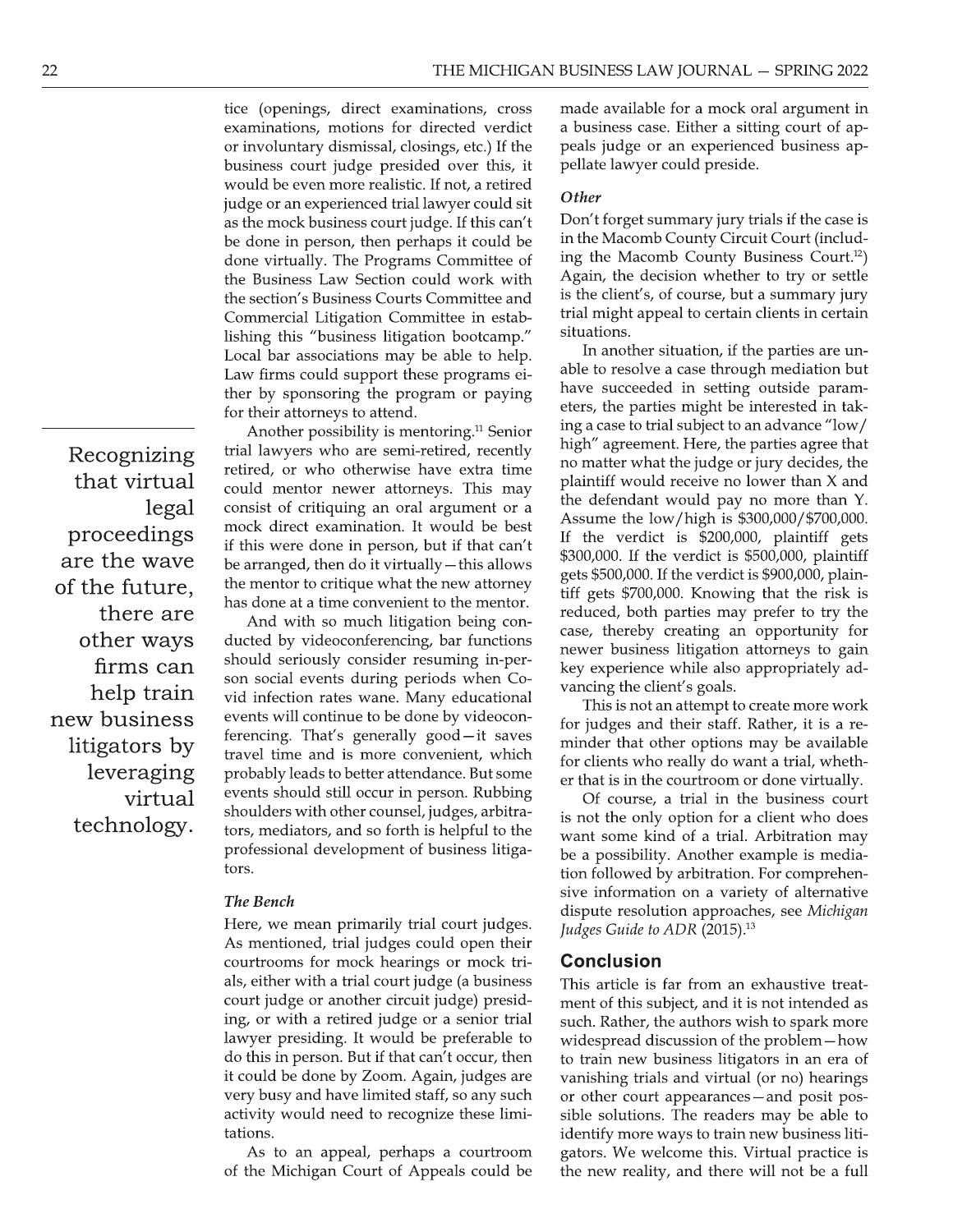tice (openings, direct examinations, cross examinations, motions for directed verdict or involuntary dismissal, closings, etc.) If the business court judge presided over this, it would be even more realistic. If not, a retired judge or an experienced trial lawyer could sit as the mock business court judge. If this can't be done in person, then perhaps it could be done virtually. The Programs Committee of the Business Law Section could work with the section's Business Courts Committee and Commercial Litigation Committee in establishing this "business litigation bootcamp." Local bar associations may be able to help. Law firms could support these programs either by sponsoring the program or paying for their attorneys to attend.

Another possibility is mentoring.[11] Senior trial lawyers who are semi-retired, recently retired, or who otherwise have extra time could mentor newer attorneys. This may consist of critiquing an oral argument or a mock direct examination. It would be best if this were done in person, but if that can't be arranged, then do it virtually—this allows the mentor to critique what the new attorney has done at a time convenient to the mentor.

And with so much litigation being conducted by videoconferencing, bar functions should seriously consider resuming in-person social events during periods when Covid infection rates wane. Many educational events will continue to be done by videoconferencing. That's generally good—it saves travel time and is more convenient, which probably leads to better attendance. But some events should still occur in person. Rubbing shoulders with other counsel, judges, arbitrators, mediators, and so forth is helpful to the professional development of business litigators.

> Recognizing that virtual legal proceedings are the wave of the future, there are other ways firms can help train new business litigators by leveraging virtual technology.

### *The Bench*

Here, we mean primarily trial court judges. As mentioned, trial judges could open their courtrooms for mock hearings or mock trials, either with a trial court judge (a business court judge or another circuit judge) presiding, or with a retired judge or a senior trial lawyer presiding. It would be preferable to do this in person. But if that can't occur, then it could be done by Zoom. Again, judges are very busy and have limited staff, so any such activity would need to recognize these limitations.

As to an appeal, perhaps a courtroom of the Michigan Court of Appeals could be made available for a mock oral argument in a business case. Either a sitting court of appeals judge or an experienced business appellate lawyer could preside.

### *Other*

Don't forget summary jury trials if the case is in the Macomb County Circuit Court (including the Macomb County Business Court.[12]) Again, the decision whether to try or settle is the client's, of course, but a summary jury trial might appeal to certain clients in certain situations.

In another situation, if the parties are unable to resolve a case through mediation but have succeeded in setting outside parameters, the parties might be interested in taking a case to trial subject to an advance "low/high" agreement. Here, the parties agree that no matter what the judge or jury decides, the plaintiff would receive no lower than X and the defendant would pay no more than Y. Assume the low/high is $300,000/$700,000. If the verdict is $200,000, plaintiff gets $300,000. If the verdict is $500,000, plaintiff gets $500,000. If the verdict is $900,000, plaintiff gets $700,000. Knowing that the risk is reduced, both parties may prefer to try the case, thereby creating an opportunity for newer business litigation attorneys to gain key experience while also appropriately advancing the client's goals.

This is not an attempt to create more work for judges and their staff. Rather, it is a reminder that other options may be available for clients who really do want a trial, whether that is in the courtroom or done virtually.

Of course, a trial in the business court is not the only option for a client who does want some kind of a trial. Arbitration may be a possibility. Another example is mediation followed by arbitration. For comprehensive information on a variety of alternative dispute resolution approaches, see *Michigan Judges Guide to ADR* (2015).[13]

## Conclusion

This article is far from an exhaustive treatment of this subject, and it is not intended as such. Rather, the authors wish to spark more widespread discussion of the problem—how to train new business litigators in an era of vanishing trials and virtual (or no) hearings or other court appearances—and posit possible solutions. The readers may be able to identify more ways to train new business litigators. We welcome this. Virtual practice is the new reality, and there will not be a full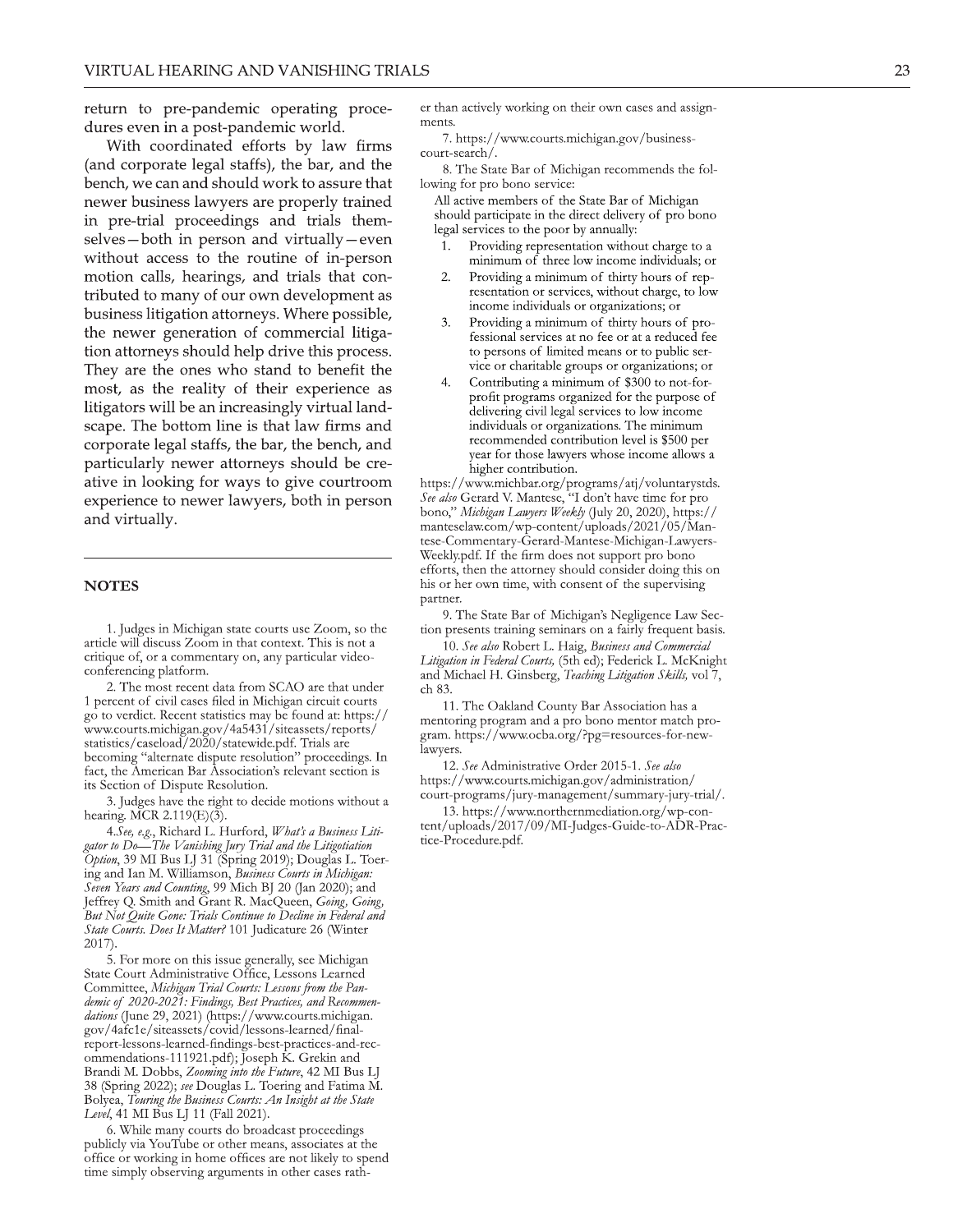return to pre-pandemic operating procedures even in a post-pandemic world.

With coordinated efforts by law firms (and corporate legal staffs), the bar, and the bench, we can and should work to assure that newer business lawyers are properly trained in pre-trial proceedings and trials themselves—both in person and virtually—even without access to the routine of in-person motion calls, hearings, and trials that contributed to many of our own development as business litigation attorneys. Where possible, the newer generation of commercial litigation attorneys should help drive this process. They are the ones who stand to benefit the most, as the reality of their experience as litigators will be an increasingly virtual landscape. The bottom line is that law firms and corporate legal staffs, the bar, the bench, and particularly newer attorneys should be creative in looking for ways to give courtroom experience to newer lawyers, both in person and virtually.

## NOTES

1. Judges in Michigan state courts use Zoom, so the article will discuss Zoom in that context. This is not a critique of, or a commentary on, any particular video-conferencing platform.

2. The most recent data from SCAO are that under 1 percent of civil cases filed in Michigan circuit courts go to verdict. Recent statistics may be found at: https://www.courts.michigan.gov/4a5431/siteassets/reports/statistics/caseload/2020/statewide.pdf. Trials are becoming "alternate dispute resolution" proceedings. In fact, the American Bar Association's relevant section is its Section of Dispute Resolution.

3. Judges have the right to decide motions without a hearing. MCR 2.119(E)(3).

4. *See, e.g.*, Richard L. Hurford, *What's a Business Litigator to Do—The Vanishing Jury Trial and the Litigotiation Option*, 39 MI Bus LJ 31 (Spring 2019); Douglas L. Toering and Ian M. Williamson, *Business Courts in Michigan: Seven Years and Counting*, 99 Mich BJ 20 (Jan 2020); and Jeffrey Q. Smith and Grant R. MacQueen, *Going, Going, But Not Quite Gone: Trials Continue to Decline in Federal and State Courts. Does It Matter?* 101 Judicature 26 (Winter 2017).

5. For more on this issue generally, see Michigan State Court Administrative Office, Lessons Learned Committee, *Michigan Trial Courts: Lessons from the Pandemic of 2020-2021: Findings, Best Practices, and Recommendations* (June 29, 2021) (https://www.courts.michigan.gov/4afc1e/siteassets/covid/lessons-learned/final-report-lessons-learned-findings-best-practices-and-recommendations-111921.pdf); Joseph K. Grekin and Brandi M. Dobbs, *Zooming into the Future*, 42 MI Bus LJ 38 (Spring 2022); *see* Douglas L. Toering and Fatima M. Bolyea, *Touring the Business Courts: An Insight at the State Level*, 41 MI Bus LJ 11 (Fall 2021).

6. While many courts do broadcast proceedings publicly via YouTube or other means, associates at the office or working in home offices are not likely to spend time simply observing arguments in other cases rather than actively working on their own cases and assignments.

7. https://www.courts.michigan.gov/business-court-search/.

8. The State Bar of Michigan recommends the following for pro bono service:

> All active members of the State Bar of Michigan should participate in the direct delivery of pro bono legal services to the poor by annually:
>
> 1. Providing representation without charge to a minimum of three low income individuals; or
> 2. Providing a minimum of thirty hours of representation or services, without charge, to low income individuals or organizations; or
> 3. Providing a minimum of thirty hours of professional services at no fee or at a reduced fee to persons of limited means or to public service or charitable groups or organizations; or
> 4. Contributing a minimum of $300 to not-for-profit programs organized for the purpose of delivering civil legal services to low income individuals or organizations. The minimum recommended contribution level is $500 per year for those lawyers whose income allows a higher contribution.

https://www.michbar.org/programs/atj/voluntarystds. *See also* Gerard V. Mantese, "I don't have time for pro bono," *Michigan Lawyers Weekly* (July 20, 2020), https://manteselaw.com/wp-content/uploads/2021/05/Mantese-Commentary-Gerard-Mantese-Michigan-Lawyers-Weekly.pdf. If the firm does not support pro bono efforts, then the attorney should consider doing this on his or her own time, with consent of the supervising partner.

9. The State Bar of Michigan's Negligence Law Section presents training seminars on a fairly frequent basis.

10. *See also* Robert L. Haig, *Business and Commercial Litigation in Federal Courts,* (5th ed); Federick L. McKnight and Michael H. Ginsberg, *Teaching Litigation Skills,* vol 7, ch 83.

11. The Oakland County Bar Association has a mentoring program and a pro bono mentor match program. https://www.ocba.org/?pg=resources-for-new-lawyers.

12. *See* Administrative Order 2015-1. *See also* https://www.courts.michigan.gov/administration/court-programs/jury-management/summary-jury-trial/.

13. https://www.northernmediation.org/wp-content/uploads/2017/09/MI-Judges-Guide-to-ADR-Practice-Procedure.pdf.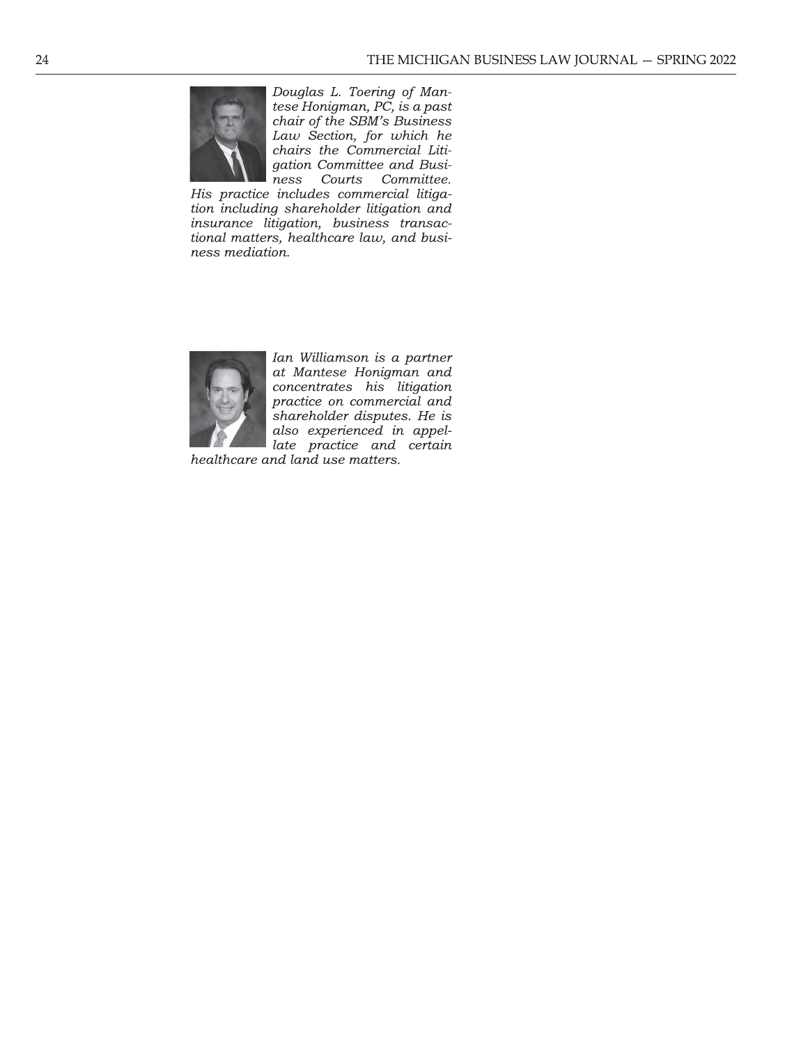*Douglas L. Toering of Mantese Honigman, PC, is a past chair of the SBM's Business Law Section, for which he chairs the Commercial Litigation Committee and Business Courts Committee. His practice includes commercial litigation including shareholder litigation and insurance litigation, business transactional matters, healthcare law, and business mediation.*

*Ian Williamson is a partner at Mantese Honigman and concentrates his litigation practice on commercial and shareholder disputes. He is also experienced in appellate practice and certain healthcare and land use matters.*